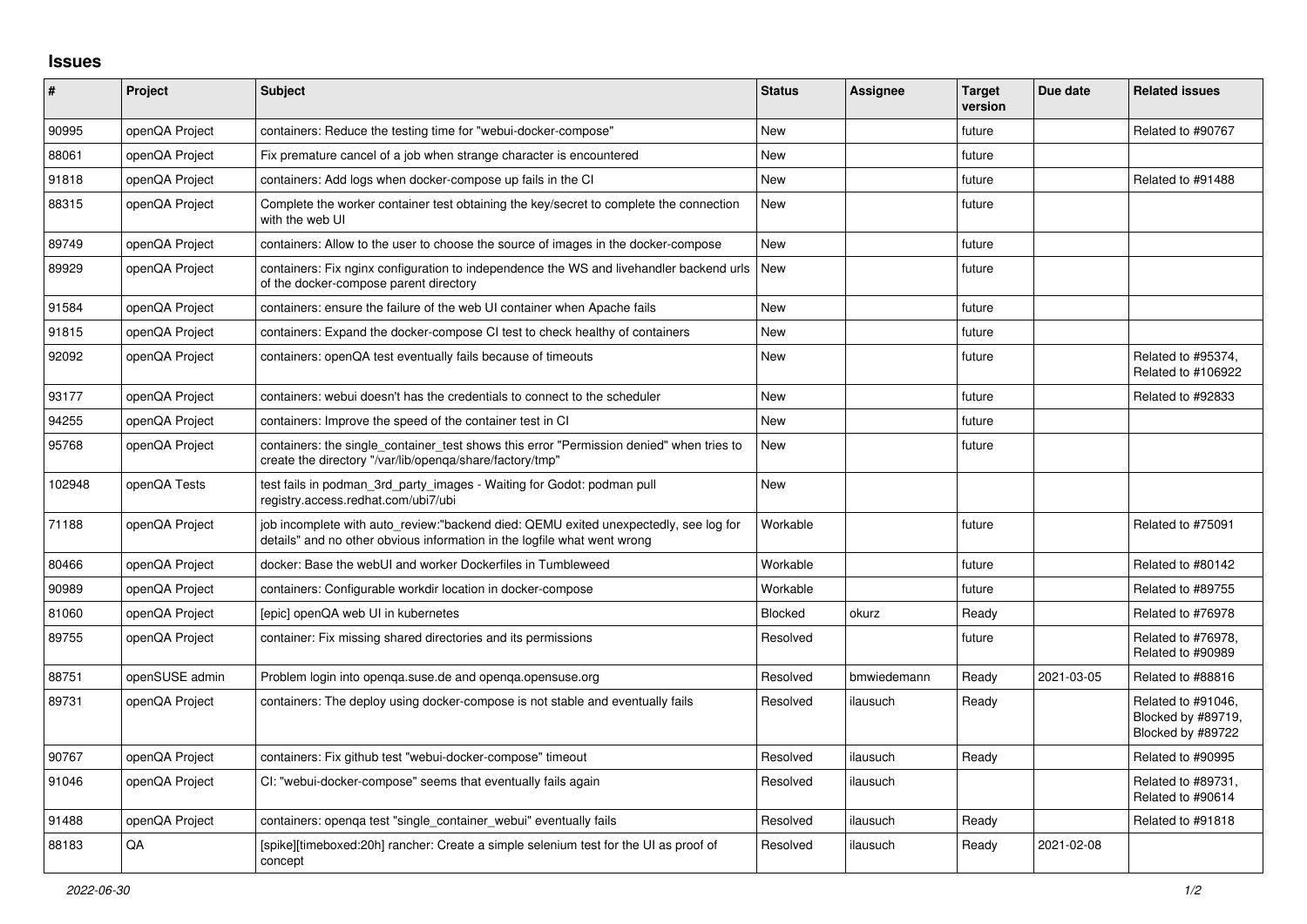## Issues

| # | Project | Subject | Status | Assignee | Target version | Due date | Related issues |
|---|---|---|---|---|---|---|---|
| 90995 | openQA Project | containers: Reduce the testing time for "webui-docker-compose" | New | | future | | Related to #90767 |
| 88061 | openQA Project | Fix premature cancel of a job when strange character is encountered | New | | future | | |
| 91818 | openQA Project | containers: Add logs when docker-compose up fails in the CI | New | | future | | Related to #91488 |
| 88315 | openQA Project | Complete the worker container test obtaining the key/secret to complete the connection with the web UI | New | | future | | |
| 89749 | openQA Project | containers: Allow to the user to choose the source of images in the docker-compose | New | | future | | |
| 89929 | openQA Project | containers: Fix nginx configuration to independence the WS and livehandler backend urls of the docker-compose parent directory | New | | future | | |
| 91584 | openQA Project | containers: ensure the failure of the web UI container when Apache fails | New | | future | | |
| 91815 | openQA Project | containers: Expand the docker-compose CI test to check healthy of containers | New | | future | | |
| 92092 | openQA Project | containers: openQA test eventually fails because of timeouts | New | | future | | Related to #95374, Related to #106922 |
| 93177 | openQA Project | containers: webui doesn't has the credentials to connect to the scheduler | New | | future | | Related to #92833 |
| 94255 | openQA Project | containers: Improve the speed of the container test in CI | New | | future | | |
| 95768 | openQA Project | containers: the single_container_test shows this error "Permission denied" when tries to create the directory "/var/lib/openqa/share/factory/tmp" | New | | future | | |
| 102948 | openQA Tests | test fails in podman_3rd_party_images - Waiting for Godot: podman pull registry.access.redhat.com/ubi7/ubi | New | | | | |
| 71188 | openQA Project | job incomplete with auto_review:"backend died: QEMU exited unexpectedly, see log for details" and no other obvious information in the logfile what went wrong | Workable | | future | | Related to #75091 |
| 80466 | openQA Project | docker: Base the webUI and worker Dockerfiles in Tumbleweed | Workable | | future | | Related to #80142 |
| 90989 | openQA Project | containers: Configurable workdir location in docker-compose | Workable | | future | | Related to #89755 |
| 81060 | openQA Project | [epic] openQA web UI in kubernetes | Blocked | okurz | Ready | | Related to #76978 |
| 89755 | openQA Project | container: Fix missing shared directories and its permissions | Resolved | | future | | Related to #76978, Related to #90989 |
| 88751 | openSUSE admin | Problem login into openqa.suse.de and openqa.opensuse.org | Resolved | bmwiedemann | Ready | 2021-03-05 | Related to #88816 |
| 89731 | openQA Project | containers: The deploy using docker-compose is not stable and eventually fails | Resolved | ilausuch | Ready | | Related to #91046, Blocked by #89719, Blocked by #89722 |
| 90767 | openQA Project | containers: Fix github test "webui-docker-compose" timeout | Resolved | ilausuch | Ready | | Related to #90995 |
| 91046 | openQA Project | CI: "webui-docker-compose" seems that eventually fails again | Resolved | ilausuch | | | Related to #89731, Related to #90614 |
| 91488 | openQA Project | containers: openqa test "single_container_webui" eventually fails | Resolved | ilausuch | Ready | | Related to #91818 |
| 88183 | QA | [spike][timeboxed:20h] rancher: Create a simple selenium test for the UI as proof of concept | Resolved | ilausuch | Ready | 2021-02-08 | |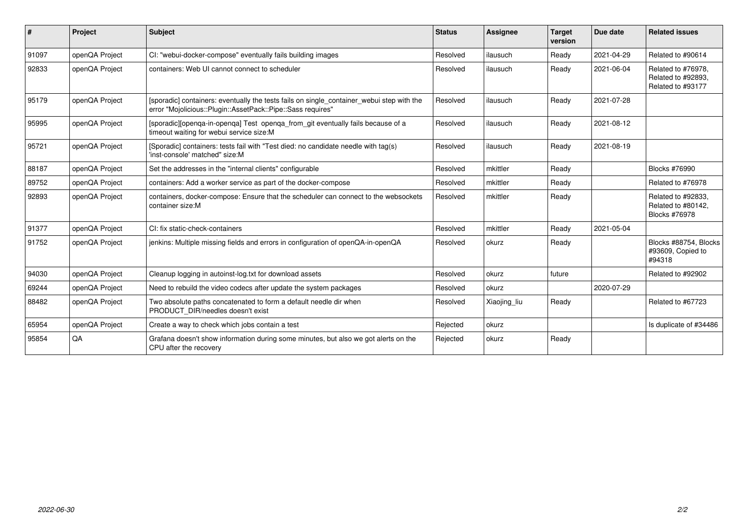| # | Project | Subject | Status | Assignee | Target version | Due date | Related issues |
|---|---|---|---|---|---|---|---|
| 91097 | openQA Project | CI: "webui-docker-compose" eventually fails building images | Resolved | ilausuch | Ready | 2021-04-29 | Related to #90614 |
| 92833 | openQA Project | containers: Web UI cannot connect to scheduler | Resolved | ilausuch | Ready | 2021-06-04 | Related to #76978, Related to #92893, Related to #93177 |
| 95179 | openQA Project | [sporadic] containers: eventually the tests fails on single_container_webui step with the error "Mojolicious::Plugin::AssetPack::Pipe::Sass requires" | Resolved | ilausuch | Ready | 2021-07-28 | |
| 95995 | openQA Project | [sporadic][openqa-in-openqa] Test openqa_from_git eventually fails because of a timeout waiting for webui service size:M | Resolved | ilausuch | Ready | 2021-08-12 | |
| 95721 | openQA Project | [Sporadic] containers: tests fail with "Test died: no candidate needle with tag(s) 'inst-console' matched" size:M | Resolved | ilausuch | Ready | 2021-08-19 | |
| 88187 | openQA Project | Set the addresses in the "internal clients" configurable | Resolved | mkittler | Ready | | Blocks #76990 |
| 89752 | openQA Project | containers: Add a worker service as part of the docker-compose | Resolved | mkittler | Ready | | Related to #76978 |
| 92893 | openQA Project | containers, docker-compose: Ensure that the scheduler can connect to the websockets container size:M | Resolved | mkittler | Ready | | Related to #92833, Related to #80142, Blocks #76978 |
| 91377 | openQA Project | CI: fix static-check-containers | Resolved | mkittler | Ready | 2021-05-04 | |
| 91752 | openQA Project | jenkins: Multiple missing fields and errors in configuration of openQA-in-openQA | Resolved | okurz | Ready | | Blocks #88754, Blocks #93609, Copied to #94318 |
| 94030 | openQA Project | Cleanup logging in autoinst-log.txt for download assets | Resolved | okurz | future | | Related to #92902 |
| 69244 | openQA Project | Need to rebuild the video codecs after update the system packages | Resolved | okurz | | 2020-07-29 | |
| 88482 | openQA Project | Two absolute paths concatenated to form a default needle dir when PRODUCT_DIR/needles doesn't exist | Resolved | Xiaojing_liu | Ready | | Related to #67723 |
| 65954 | openQA Project | Create a way to check which jobs contain a test | Rejected | okurz | | | Is duplicate of #34486 |
| 95854 | QA | Grafana doesn't show information during some minutes, but also we got alerts on the CPU after the recovery | Rejected | okurz | Ready | | |